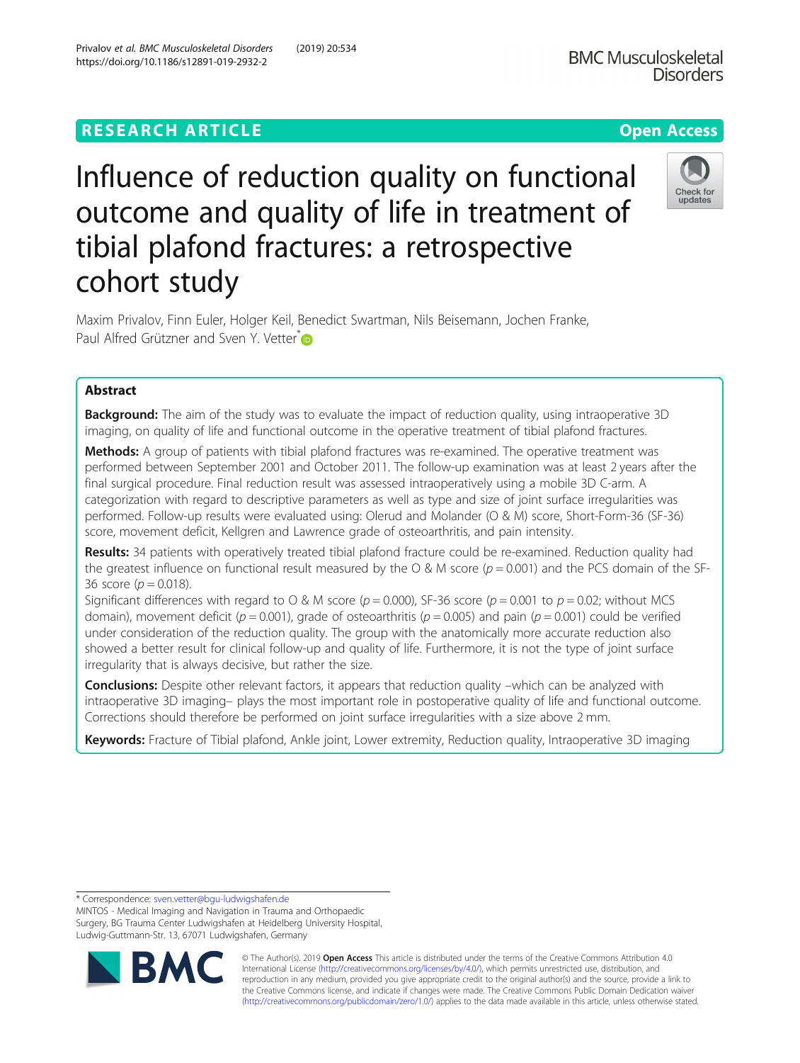RESEARCH ARTICLE

Open Access

# Influence of reduction quality on functional outcome and quality of life in treatment of tibial plafond fractures: a retrospective cohort study

Maxim Privalov, Finn Euler, Holger Keil, Benedict Swartman, Nils Beisemann, Jochen Franke, Paul Alfred Grützner and Sven Y. Vetter*

## Abstract

**Background:** The aim of the study was to evaluate the impact of reduction quality, using intraoperative 3D imaging, on quality of life and functional outcome in the operative treatment of tibial plafond fractures.

**Methods:** A group of patients with tibial plafond fractures was re-examined. The operative treatment was performed between September 2001 and October 2011. The follow-up examination was at least 2 years after the final surgical procedure. Final reduction result was assessed intraoperatively using a mobile 3D C-arm. A categorization with regard to descriptive parameters as well as type and size of joint surface irregularities was performed. Follow-up results were evaluated using: Olerud and Molander (O & M) score, Short-Form-36 (SF-36) score, movement deficit, Kellgren and Lawrence grade of osteoarthritis, and pain intensity.

**Results:** 34 patients with operatively treated tibial plafond fracture could be re-examined. Reduction quality had the greatest influence on functional result measured by the O & M score ($p = 0.001$) and the PCS domain of the SF-36 score ($p = 0.018$).

Significant differences with regard to O & M score ($p = 0.000$), SF-36 score ($p = 0.001$ to $p = 0.02$; without MCS domain), movement deficit ($p = 0.001$), grade of osteoarthritis ($p = 0.005$) and pain ($p = 0.001$) could be verified under consideration of the reduction quality. The group with the anatomically more accurate reduction also showed a better result for clinical follow-up and quality of life. Furthermore, it is not the type of joint surface irregularity that is always decisive, but rather the size.

**Conclusions:** Despite other relevant factors, it appears that reduction quality –which can be analyzed with intraoperative 3D imaging– plays the most important role in postoperative quality of life and functional outcome. Corrections should therefore be performed on joint surface irregularities with a size above 2 mm.

**Keywords:** Fracture of Tibial plafond, Ankle joint, Lower extremity, Reduction quality, Intraoperative 3D imaging

---

* Correspondence: sven.vetter@bgu-ludwigshafen.de
MINTOS - Medical Imaging and Navigation in Trauma and Orthopaedic Surgery, BG Trauma Center Ludwigshafen at Heidelberg University Hospital, Ludwig-Guttmann-Str. 13, 67071 Ludwigshafen, Germany

© The Author(s). 2019 **Open Access** This article is distributed under the terms of the Creative Commons Attribution 4.0 International License (http://creativecommons.org/licenses/by/4.0/), which permits unrestricted use, distribution, and reproduction in any medium, provided you give appropriate credit to the original author(s) and the source, provide a link to the Creative Commons license, and indicate if changes were made. The Creative Commons Public Domain Dedication waiver (http://creativecommons.org/publicdomain/zero/1.0/) applies to the data made available in this article, unless otherwise stated.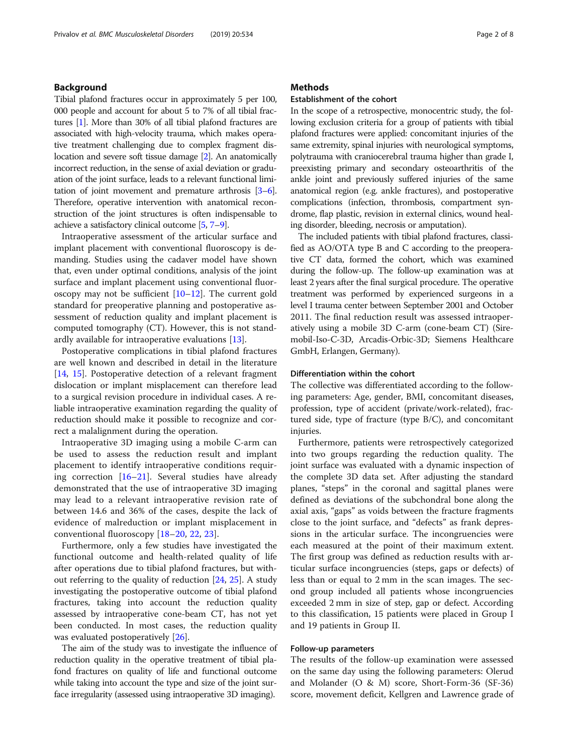## Background

Tibial plafond fractures occur in approximately 5 per 100,000 people and account for about 5 to 7% of all tibial fractures [1]. More than 30% of all tibial plafond fractures are associated with high-velocity trauma, which makes operative treatment challenging due to complex fragment dislocation and severe soft tissue damage [2]. An anatomically incorrect reduction, in the sense of axial deviation or graduation of the joint surface, leads to a relevant functional limitation of joint movement and premature arthrosis [3–6]. Therefore, operative intervention with anatomical reconstruction of the joint structures is often indispensable to achieve a satisfactory clinical outcome [5, 7–9].

Intraoperative assessment of the articular surface and implant placement with conventional fluoroscopy is demanding. Studies using the cadaver model have shown that, even under optimal conditions, analysis of the joint surface and implant placement using conventional fluoroscopy may not be sufficient [10–12]. The current gold standard for preoperative planning and postoperative assessment of reduction quality and implant placement is computed tomography (CT). However, this is not standardly available for intraoperative evaluations [13].

Postoperative complications in tibial plafond fractures are well known and described in detail in the literature [14, 15]. Postoperative detection of a relevant fragment dislocation or implant misplacement can therefore lead to a surgical revision procedure in individual cases. A reliable intraoperative examination regarding the quality of reduction should make it possible to recognize and correct a malalignment during the operation.

Intraoperative 3D imaging using a mobile C-arm can be used to assess the reduction result and implant placement to identify intraoperative conditions requiring correction [16–21]. Several studies have already demonstrated that the use of intraoperative 3D imaging may lead to a relevant intraoperative revision rate of between 14.6 and 36% of the cases, despite the lack of evidence of malreduction or implant misplacement in conventional fluoroscopy [18–20, 22, 23].

Furthermore, only a few studies have investigated the functional outcome and health-related quality of life after operations due to tibial plafond fractures, but without referring to the quality of reduction [24, 25]. A study investigating the postoperative outcome of tibial plafond fractures, taking into account the reduction quality assessed by intraoperative cone-beam CT, has not yet been conducted. In most cases, the reduction quality was evaluated postoperatively [26].

The aim of the study was to investigate the influence of reduction quality in the operative treatment of tibial plafond fractures on quality of life and functional outcome while taking into account the type and size of the joint surface irregularity (assessed using intraoperative 3D imaging).

## Methods

### Establishment of the cohort

In the scope of a retrospective, monocentric study, the following exclusion criteria for a group of patients with tibial plafond fractures were applied: concomitant injuries of the same extremity, spinal injuries with neurological symptoms, polytrauma with craniocerebral trauma higher than grade I, preexisting primary and secondary osteoarthritis of the ankle joint and previously suffered injuries of the same anatomical region (e.g. ankle fractures), and postoperative complications (infection, thrombosis, compartment syndrome, flap plastic, revision in external clinics, wound healing disorder, bleeding, necrosis or amputation).

The included patients with tibial plafond fractures, classified as AO/OTA type B and C according to the preoperative CT data, formed the cohort, which was examined during the follow-up. The follow-up examination was at least 2 years after the final surgical procedure. The operative treatment was performed by experienced surgeons in a level I trauma center between September 2001 and October 2011. The final reduction result was assessed intraoperatively using a mobile 3D C-arm (cone-beam CT) (Siremobil-Iso-C-3D, Arcadis-Orbic-3D; Siemens Healthcare GmbH, Erlangen, Germany).

### Differentiation within the cohort

The collective was differentiated according to the following parameters: Age, gender, BMI, concomitant diseases, profession, type of accident (private/work-related), fractured side, type of fracture (type B/C), and concomitant injuries.

Furthermore, patients were retrospectively categorized into two groups regarding the reduction quality. The joint surface was evaluated with a dynamic inspection of the complete 3D data set. After adjusting the standard planes, "steps" in the coronal and sagittal planes were defined as deviations of the subchondral bone along the axial axis, "gaps" as voids between the fracture fragments close to the joint surface, and "defects" as frank depressions in the articular surface. The incongruencies were each measured at the point of their maximum extent. The first group was defined as reduction results with articular surface incongruencies (steps, gaps or defects) of less than or equal to 2 mm in the scan images. The second group included all patients whose incongruencies exceeded 2 mm in size of step, gap or defect. According to this classification, 15 patients were placed in Group I and 19 patients in Group II.

### Follow-up parameters

The results of the follow-up examination were assessed on the same day using the following parameters: Olerud and Molander (O & M) score, Short-Form-36 (SF-36) score, movement deficit, Kellgren and Lawrence grade of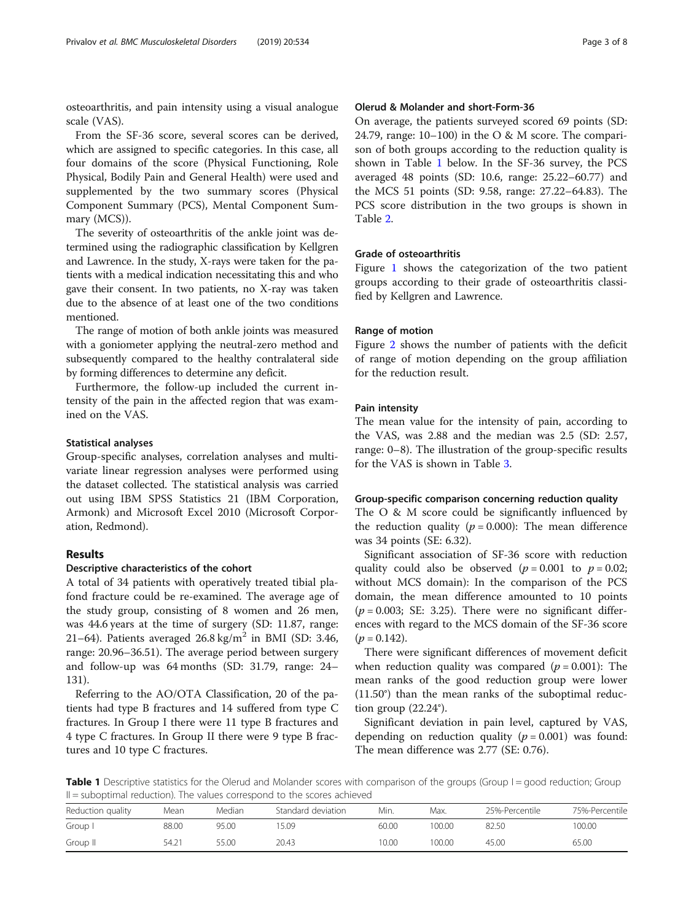osteoarthritis, and pain intensity using a visual analogue scale (VAS).

From the SF-36 score, several scores can be derived, which are assigned to specific categories. In this case, all four domains of the score (Physical Functioning, Role Physical, Bodily Pain and General Health) were used and supplemented by the two summary scores (Physical Component Summary (PCS), Mental Component Summary (MCS)).

The severity of osteoarthritis of the ankle joint was determined using the radiographic classification by Kellgren and Lawrence. In the study, X-rays were taken for the patients with a medical indication necessitating this and who gave their consent. In two patients, no X-ray was taken due to the absence of at least one of the two conditions mentioned.

The range of motion of both ankle joints was measured with a goniometer applying the neutral-zero method and subsequently compared to the healthy contralateral side by forming differences to determine any deficit.

Furthermore, the follow-up included the current intensity of the pain in the affected region that was examined on the VAS.

### Statistical analyses

Group-specific analyses, correlation analyses and multivariate linear regression analyses were performed using the dataset collected. The statistical analysis was carried out using IBM SPSS Statistics 21 (IBM Corporation, Armonk) and Microsoft Excel 2010 (Microsoft Corporation, Redmond).

## Results

### Descriptive characteristics of the cohort

A total of 34 patients with operatively treated tibial plafond fracture could be re-examined. The average age of the study group, consisting of 8 women and 26 men, was 44.6 years at the time of surgery (SD: 11.87, range: 21–64). Patients averaged 26.8 kg/m$^2$ in BMI (SD: 3.46, range: 20.96–36.51). The average period between surgery and follow-up was 64 months (SD: 31.79, range: 24–131).

Referring to the AO/OTA Classification, 20 of the patients had type B fractures and 14 suffered from type C fractures. In Group I there were 11 type B fractures and 4 type C fractures. In Group II there were 9 type B fractures and 10 type C fractures.

### Olerud & Molander and short-Form-36

On average, the patients surveyed scored 69 points (SD: 24.79, range: 10–100) in the O & M score. The comparison of both groups according to the reduction quality is shown in Table 1 below. In the SF-36 survey, the PCS averaged 48 points (SD: 10.6, range: 25.22–60.77) and the MCS 51 points (SD: 9.58, range: 27.22–64.83). The PCS score distribution in the two groups is shown in Table 2.

### Grade of osteoarthritis

Figure 1 shows the categorization of the two patient groups according to their grade of osteoarthritis classified by Kellgren and Lawrence.

### Range of motion

Figure 2 shows the number of patients with the deficit of range of motion depending on the group affiliation for the reduction result.

### Pain intensity

The mean value for the intensity of pain, according to the VAS, was 2.88 and the median was 2.5 (SD: 2.57, range: 0–8). The illustration of the group-specific results for the VAS is shown in Table 3.

### Group-specific comparison concerning reduction quality

The O & M score could be significantly influenced by the reduction quality ($p = 0.000$): The mean difference was 34 points (SE: 6.32).

Significant association of SF-36 score with reduction quality could also be observed ($p = 0.001$ to $p = 0.02$; without MCS domain): In the comparison of the PCS domain, the mean difference amounted to 10 points ($p = 0.003$; SE: 3.25). There were no significant differences with regard to the MCS domain of the SF-36 score ($p = 0.142$).

There were significant differences of movement deficit when reduction quality was compared ($p = 0.001$): The mean ranks of the good reduction group were lower (11.50°) than the mean ranks of the suboptimal reduction group (22.24°).

Significant deviation in pain level, captured by VAS, depending on reduction quality ($p = 0.001$) was found: The mean difference was 2.77 (SE: 0.76).

**Table 1** Descriptive statistics for the Olerud and Molander scores with comparison of the groups (Group I = good reduction; Group II = suboptimal reduction). The values correspond to the scores achieved

| Reduction quality | Mean | Median | Standard deviation | Min. | Max. | 25%-Percentile | 75%-Percentile |
|---|---|---|---|---|---|---|---|
| Group I | 88.00 | 95.00 | 15.09 | 60.00 | 100.00 | 82.50 | 100.00 |
| Group II | 54.21 | 55.00 | 20.43 | 10.00 | 100.00 | 45.00 | 65.00 |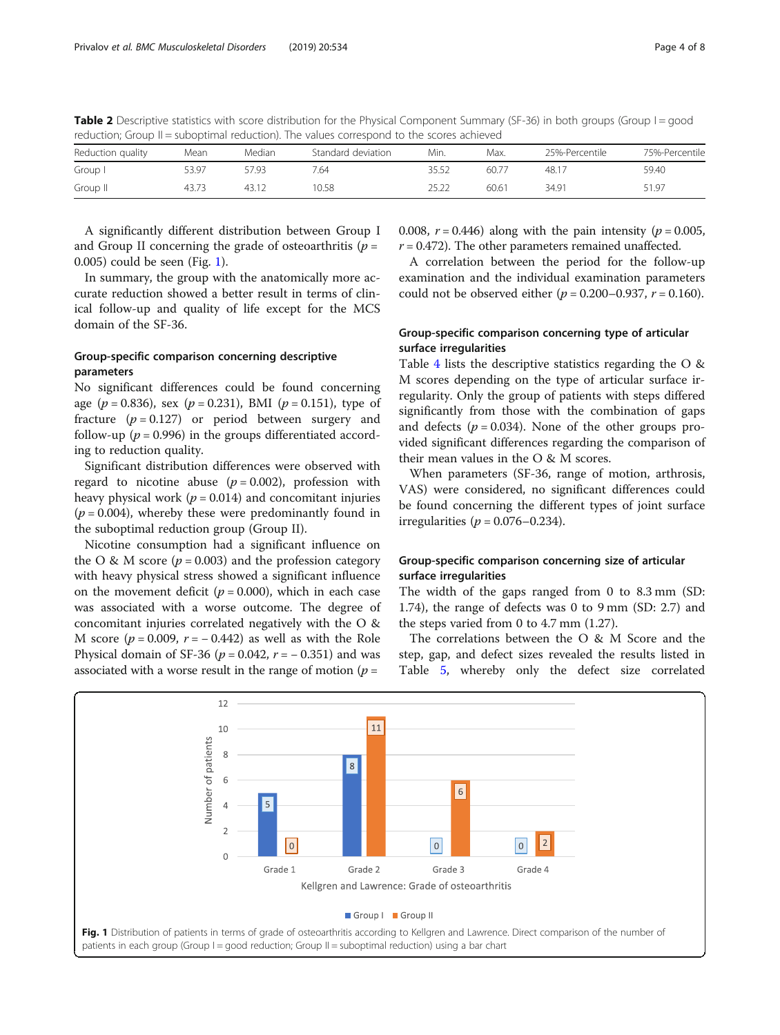**Table 2** Descriptive statistics with score distribution for the Physical Component Summary (SF-36) in both groups (Group I = good reduction; Group II = suboptimal reduction). The values correspond to the scores achieved

| Reduction quality | Mean | Median | Standard deviation | Min. | Max. | 25%-Percentile | 75%-Percentile |
|---|---|---|---|---|---|---|---|
| Group I | 53.97 | 57.93 | 7.64 | 35.52 | 60.77 | 48.17 | 59.40 |
| Group II | 43.73 | 43.12 | 10.58 | 25.22 | 60.61 | 34.91 | 51.97 |

A significantly different distribution between Group I and Group II concerning the grade of osteoarthritis ($p$ = 0.005) could be seen (Fig. 1).

In summary, the group with the anatomically more accurate reduction showed a better result in terms of clinical follow-up and quality of life except for the MCS domain of the SF-36.

### Group-specific comparison concerning descriptive parameters

No significant differences could be found concerning age ($p$ = 0.836), sex ($p$ = 0.231), BMI ($p$ = 0.151), type of fracture ($p$ = 0.127) or period between surgery and follow-up ($p$ = 0.996) in the groups differentiated according to reduction quality.

Significant distribution differences were observed with regard to nicotine abuse ($p$ = 0.002), profession with heavy physical work ($p$ = 0.014) and concomitant injuries ($p$ = 0.004), whereby these were predominantly found in the suboptimal reduction group (Group II).

Nicotine consumption had a significant influence on the O & M score ($p$ = 0.003) and the profession category with heavy physical stress showed a significant influence on the movement deficit ($p$ = 0.000), which in each case was associated with a worse outcome. The degree of concomitant injuries correlated negatively with the O & M score ($p$ = 0.009, $r$ = − 0.442) as well as with the Role Physical domain of SF-36 ($p$ = 0.042, $r$ = − 0.351) and was associated with a worse result in the range of motion ($p$ = 0.008, $r$ = 0.446) along with the pain intensity ($p$ = 0.005, $r$ = 0.472). The other parameters remained unaffected.

A correlation between the period for the follow-up examination and the individual examination parameters could not be observed either ($p$ = 0.200–0.937, $r$ = 0.160).

### Group-specific comparison concerning type of articular surface irregularities

Table 4 lists the descriptive statistics regarding the O & M scores depending on the type of articular surface irregularity. Only the group of patients with steps differed significantly from those with the combination of gaps and defects ($p$ = 0.034). None of the other groups provided significant differences regarding the comparison of their mean values in the O & M scores.

When parameters (SF-36, range of motion, arthrosis, VAS) were considered, no significant differences could be found concerning the different types of joint surface irregularities ($p$ = 0.076–0.234).

### Group-specific comparison concerning size of articular surface irregularities

The width of the gaps ranged from 0 to 8.3 mm (SD: 1.74), the range of defects was 0 to 9 mm (SD: 2.7) and the steps varied from 0 to 4.7 mm (1.27).

The correlations between the O & M Score and the step, gap, and defect sizes revealed the results listed in Table 5, whereby only the defect size correlated

**Fig. 1** Distribution of patients in terms of grade of osteoarthritis according to Kellgren and Lawrence. Direct comparison of the number of patients in each group (Group I = good reduction; Group II = suboptimal reduction) using a bar chart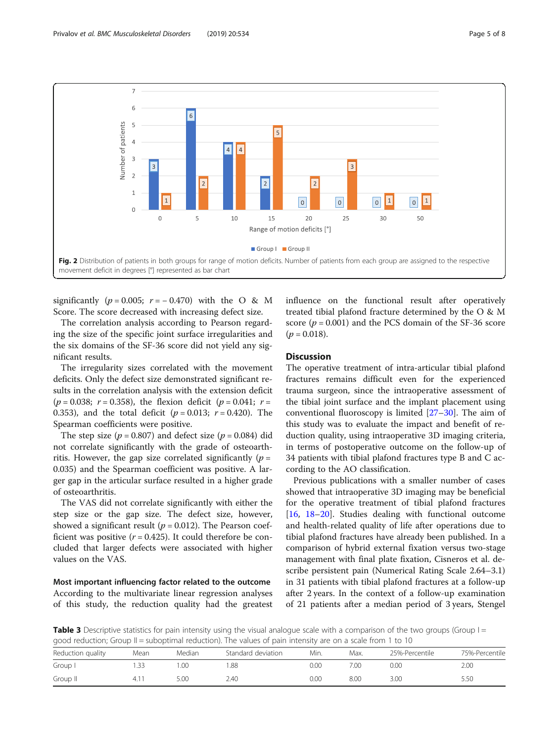Fig. 2 Distribution of patients in both groups for range of motion deficits. Number of patients from each group are assigned to the respective movement deficit in degrees [°] represented as bar chart

significantly ($p = 0.005$; $r = -0.470$) with the O & M Score. The score decreased with increasing defect size.

The correlation analysis according to Pearson regarding the size of the specific joint surface irregularities and the six domains of the SF-36 score did not yield any significant results.

The irregularity sizes correlated with the movement deficits. Only the defect size demonstrated significant results in the correlation analysis with the extension deficit ($p = 0.038$; $r = 0.358$), the flexion deficit ($p = 0.041$; $r = 0.353$), and the total deficit ($p = 0.013$; $r = 0.420$). The Spearman coefficients were positive.

The step size ($p = 0.807$) and defect size ($p = 0.084$) did not correlate significantly with the grade of osteoarthritis. However, the gap size correlated significantly ($p = 0.035$) and the Spearman coefficient was positive. A larger gap in the articular surface resulted in a higher grade of osteoarthritis.

The VAS did not correlate significantly with either the step size or the gap size. The defect size, however, showed a significant result ($p = 0.012$). The Pearson coefficient was positive ($r = 0.425$). It could therefore be concluded that larger defects were associated with higher values on the VAS.

### Most important influencing factor related to the outcome

According to the multivariate linear regression analyses of this study, the reduction quality had the greatest influence on the functional result after operatively treated tibial plafond fracture determined by the O & M score ($p = 0.001$) and the PCS domain of the SF-36 score ($p = 0.018$).

## Discussion

The operative treatment of intra-articular tibial plafond fractures remains difficult even for the experienced trauma surgeon, since the intraoperative assessment of the tibial joint surface and the implant placement using conventional fluoroscopy is limited [27–30]. The aim of this study was to evaluate the impact and benefit of reduction quality, using intraoperative 3D imaging criteria, in terms of postoperative outcome on the follow-up of 34 patients with tibial plafond fractures type B and C according to the AO classification.

Previous publications with a smaller number of cases showed that intraoperative 3D imaging may be beneficial for the operative treatment of tibial plafond fractures [16, 18–20]. Studies dealing with functional outcome and health-related quality of life after operations due to tibial plafond fractures have already been published. In a comparison of hybrid external fixation versus two-stage management with final plate fixation, Cisneros et al. describe persistent pain (Numerical Rating Scale 2.64–3.1) in 31 patients with tibial plafond fractures at a follow-up after 2 years. In the context of a follow-up examination of 21 patients after a median period of 3 years, Stengel

**Table 3** Descriptive statistics for pain intensity using the visual analogue scale with a comparison of the two groups (Group I = good reduction; Group II = suboptimal reduction). The values of pain intensity are on a scale from 1 to 10

| Reduction quality | Mean | Median | Standard deviation | Min. | Max. | 25%-Percentile | 75%-Percentile |
|---|---|---|---|---|---|---|---|
| Group I | 1.33 | 1.00 | 1.88 | 0.00 | 7.00 | 0.00 | 2.00 |
| Group II | 4.11 | 5.00 | 2.40 | 0.00 | 8.00 | 3.00 | 5.50 |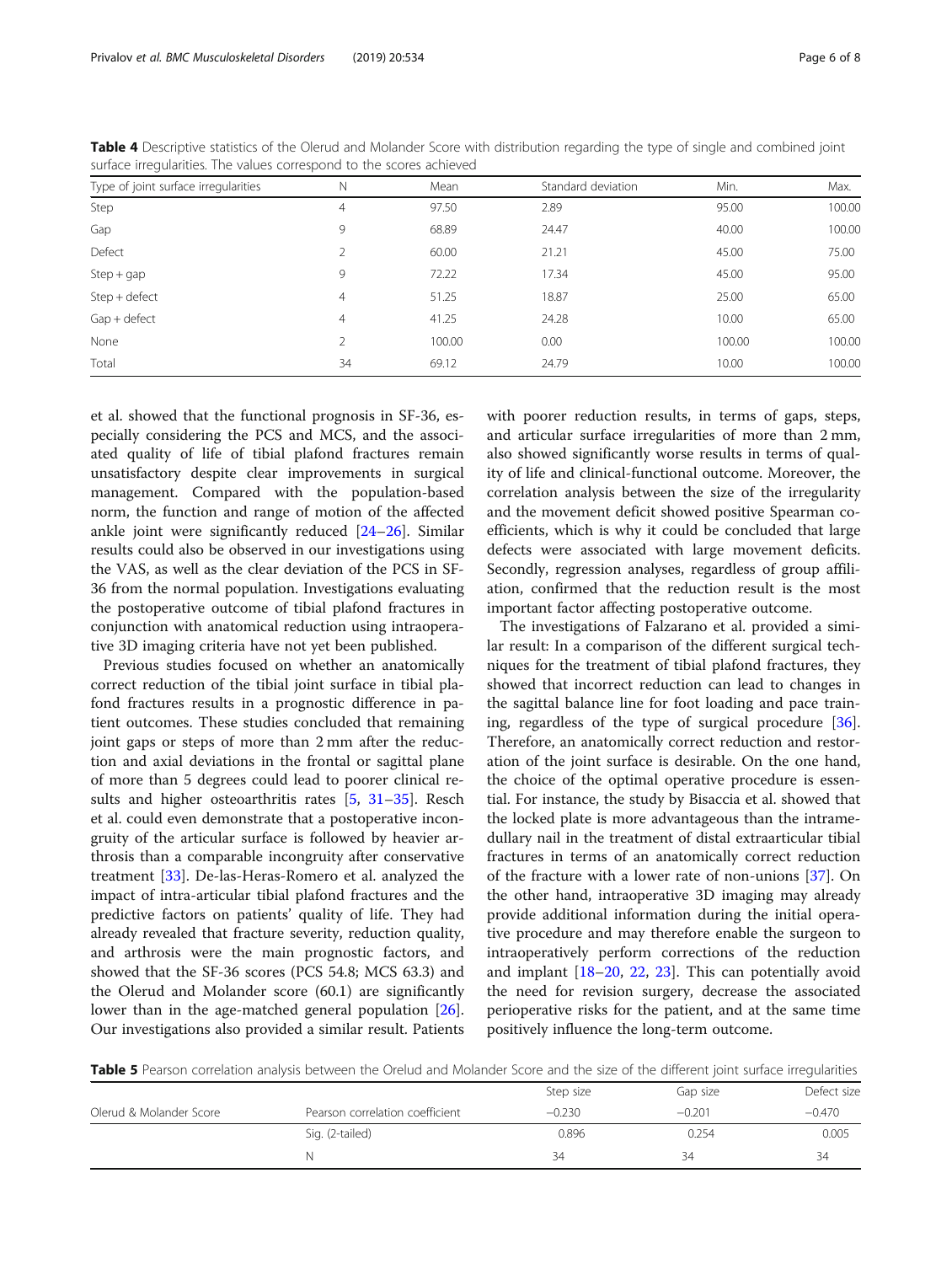**Table 4** Descriptive statistics of the Olerud and Molander Score with distribution regarding the type of single and combined joint surface irregularities. The values correspond to the scores achieved

| Type of joint surface irregularities | N | Mean | Standard deviation | Min. | Max. |
|---|---|---|---|---|---|
| Step | 4 | 97.50 | 2.89 | 95.00 | 100.00 |
| Gap | 9 | 68.89 | 24.47 | 40.00 | 100.00 |
| Defect | 2 | 60.00 | 21.21 | 45.00 | 75.00 |
| Step + gap | 9 | 72.22 | 17.34 | 45.00 | 95.00 |
| Step + defect | 4 | 51.25 | 18.87 | 25.00 | 65.00 |
| Gap + defect | 4 | 41.25 | 24.28 | 10.00 | 65.00 |
| None | 2 | 100.00 | 0.00 | 100.00 | 100.00 |
| Total | 34 | 69.12 | 24.79 | 10.00 | 100.00 |

et al. showed that the functional prognosis in SF-36, especially considering the PCS and MCS, and the associated quality of life of tibial plafond fractures remain unsatisfactory despite clear improvements in surgical management. Compared with the population-based norm, the function and range of motion of the affected ankle joint were significantly reduced [24–26]. Similar results could also be observed in our investigations using the VAS, as well as the clear deviation of the PCS in SF-36 from the normal population. Investigations evaluating the postoperative outcome of tibial plafond fractures in conjunction with anatomical reduction using intraoperative 3D imaging criteria have not yet been published.

Previous studies focused on whether an anatomically correct reduction of the tibial joint surface in tibial plafond fractures results in a prognostic difference in patient outcomes. These studies concluded that remaining joint gaps or steps of more than 2 mm after the reduction and axial deviations in the frontal or sagittal plane of more than 5 degrees could lead to poorer clinical results and higher osteoarthritis rates [5, 31–35]. Resch et al. could even demonstrate that a postoperative incongruity of the articular surface is followed by heavier arthrosis than a comparable incongruity after conservative treatment [33]. De-las-Heras-Romero et al. analyzed the impact of intra-articular tibial plafond fractures and the predictive factors on patients' quality of life. They had already revealed that fracture severity, reduction quality, and arthrosis were the main prognostic factors, and showed that the SF-36 scores (PCS 54.8; MCS 63.3) and the Olerud and Molander score (60.1) are significantly lower than in the age-matched general population [26]. Our investigations also provided a similar result. Patients with poorer reduction results, in terms of gaps, steps, and articular surface irregularities of more than 2 mm, also showed significantly worse results in terms of quality of life and clinical-functional outcome. Moreover, the correlation analysis between the size of the irregularity and the movement deficit showed positive Spearman coefficients, which is why it could be concluded that large defects were associated with large movement deficits. Secondly, regression analyses, regardless of group affiliation, confirmed that the reduction result is the most important factor affecting postoperative outcome.

The investigations of Falzarano et al. provided a similar result: In a comparison of the different surgical techniques for the treatment of tibial plafond fractures, they showed that incorrect reduction can lead to changes in the sagittal balance line for foot loading and pace training, regardless of the type of surgical procedure [36]. Therefore, an anatomically correct reduction and restoration of the joint surface is desirable. On the one hand, the choice of the optimal operative procedure is essential. For instance, the study by Bisaccia et al. showed that the locked plate is more advantageous than the intramedullary nail in the treatment of distal extraarticular tibial fractures in terms of an anatomically correct reduction of the fracture with a lower rate of non-unions [37]. On the other hand, intraoperative 3D imaging may already provide additional information during the initial operative procedure and may therefore enable the surgeon to intraoperatively perform corrections of the reduction and implant [18–20, 22, 23]. This can potentially avoid the need for revision surgery, decrease the associated perioperative risks for the patient, and at the same time positively influence the long-term outcome.

**Table 5** Pearson correlation analysis between the Orelud and Molander Score and the size of the different joint surface irregularities

| | | Step size | Gap size | Defect size |
|---|---|---|---|---|
| Olerud & Molander Score | Pearson correlation coefficient | −0.230 | −0.201 | −0.470 |
| | Sig. (2-tailed) | 0.896 | 0.254 | 0.005 |
| | N | 34 | 34 | 34 |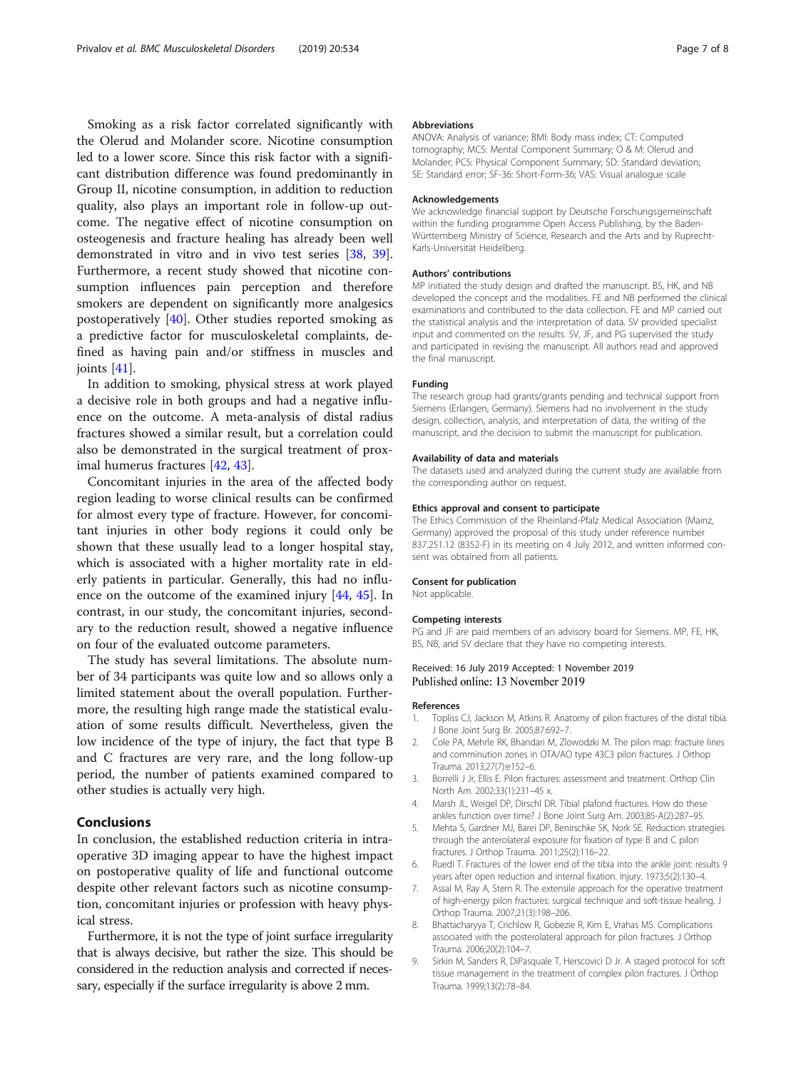Smoking as a risk factor correlated significantly with the Olerud and Molander score. Nicotine consumption led to a lower score. Since this risk factor with a significant distribution difference was found predominantly in Group II, nicotine consumption, in addition to reduction quality, also plays an important role in follow-up outcome. The negative effect of nicotine consumption on osteogenesis and fracture healing has already been well demonstrated in vitro and in vivo test series [38, 39]. Furthermore, a recent study showed that nicotine consumption influences pain perception and therefore smokers are dependent on significantly more analgesics postoperatively [40]. Other studies reported smoking as a predictive factor for musculoskeletal complaints, defined as having pain and/or stiffness in muscles and joints [41].

In addition to smoking, physical stress at work played a decisive role in both groups and had a negative influence on the outcome. A meta-analysis of distal radius fractures showed a similar result, but a correlation could also be demonstrated in the surgical treatment of proximal humerus fractures [42, 43].

Concomitant injuries in the area of the affected body region leading to worse clinical results can be confirmed for almost every type of fracture. However, for concomitant injuries in other body regions it could only be shown that these usually lead to a longer hospital stay, which is associated with a higher mortality rate in elderly patients in particular. Generally, this had no influence on the outcome of the examined injury [44, 45]. In contrast, in our study, the concomitant injuries, secondary to the reduction result, showed a negative influence on four of the evaluated outcome parameters.

The study has several limitations. The absolute number of 34 participants was quite low and so allows only a limited statement about the overall population. Furthermore, the resulting high range made the statistical evaluation of some results difficult. Nevertheless, given the low incidence of the type of injury, the fact that type B and C fractures are very rare, and the long follow-up period, the number of patients examined compared to other studies is actually very high.

## Conclusions

In conclusion, the established reduction criteria in intraoperative 3D imaging appear to have the highest impact on postoperative quality of life and functional outcome despite other relevant factors such as nicotine consumption, concomitant injuries or profession with heavy physical stress.

Furthermore, it is not the type of joint surface irregularity that is always decisive, but rather the size. This should be considered in the reduction analysis and corrected if necessary, especially if the surface irregularity is above 2 mm.

#### Abbreviations

ANOVA: Analysis of variance; BMI: Body mass index; CT: Computed tomography; MCS: Mental Component Summary; O & M: Olerud and Molander; PCS: Physical Component Summary; SD: Standard deviation; SE: Standard error; SF-36: Short-Form-36; VAS: Visual analogue scale

#### Acknowledgements

We acknowledge financial support by Deutsche Forschungsgemeinschaft within the funding programme Open Access Publishing, by the Baden-Württemberg Ministry of Science, Research and the Arts and by Ruprecht-Karls-Universität Heidelberg.

#### Authors' contributions

MP initiated the study design and drafted the manuscript. BS, HK, and NB developed the concept and the modalities. FE and NB performed the clinical examinations and contributed to the data collection. FE and MP carried out the statistical analysis and the interpretation of data. SV provided specialist input and commented on the results. SV, JF, and PG supervised the study and participated in revising the manuscript. All authors read and approved the final manuscript.

#### Funding

The research group had grants/grants pending and technical support from Siemens (Erlangen, Germany). Siemens had no involvement in the study design, collection, analysis, and interpretation of data, the writing of the manuscript, and the decision to submit the manuscript for publication.

#### Availability of data and materials

The datasets used and analyzed during the current study are available from the corresponding author on request.

#### Ethics approval and consent to participate

The Ethics Commission of the Rheinland-Pfalz Medical Association (Mainz, Germany) approved the proposal of this study under reference number 837.251.12 (8352-F) in its meeting on 4 July 2012, and written informed consent was obtained from all patients.

#### Consent for publication

Not applicable.

#### Competing interests

PG and JF are paid members of an advisory board for Siemens. MP, FE, HK, BS, NB, and SV declare that they have no competing interests.

Received: 16 July 2019 Accepted: 1 November 2019
Published online: 13 November 2019

#### References

1. Topliss CJ, Jackson M, Atkins R. Anatomy of pilon fractures of the distal tibia. J Bone Joint Surg Br. 2005;87:692–7.
2. Cole PA, Mehrle RK, Bhandari M, Zlowodzki M. The pilon map: fracture lines and comminution zones in OTA/AO type 43C3 pilon fractures. J Orthop Trauma. 2013;27(7):e152–6.
3. Borrelli J Jr, Ellis E. Pilon fractures: assessment and treatment. Orthop Clin North Am. 2002;33(1):231–45 x.
4. Marsh JL, Weigel DP, Dirschl DR. Tibial plafond fractures. How do these ankles function over time? J Bone Joint Surg Am. 2003;85-A(2):287–95.
5. Mehta S, Gardner MJ, Barei DP, Benirschke SK, Nork SE. Reduction strategies through the anterolateral exposure for fixation of type B and C pilon fractures. J Orthop Trauma. 2011;25(2):116–22.
6. Ruedi T. Fractures of the lower end of the tibia into the ankle joint: results 9 years after open reduction and internal fixation. Injury. 1973;5(2):130–4.
7. Assal M, Ray A, Stern R. The extensile approach for the operative treatment of high-energy pilon fractures: surgical technique and soft-tissue healing. J Orthop Trauma. 2007;21(3):198–206.
8. Bhattacharyya T, Crichlow R, Gobezie R, Kim E, Vrahas MS. Complications associated with the posterolateral approach for pilon fractures. J Orthop Trauma. 2006;20(2):104–7.
9. Sirkin M, Sanders R, DiPasquale T, Herscovici D Jr. A staged protocol for soft tissue management in the treatment of complex pilon fractures. J Orthop Trauma. 1999;13(2):78–84.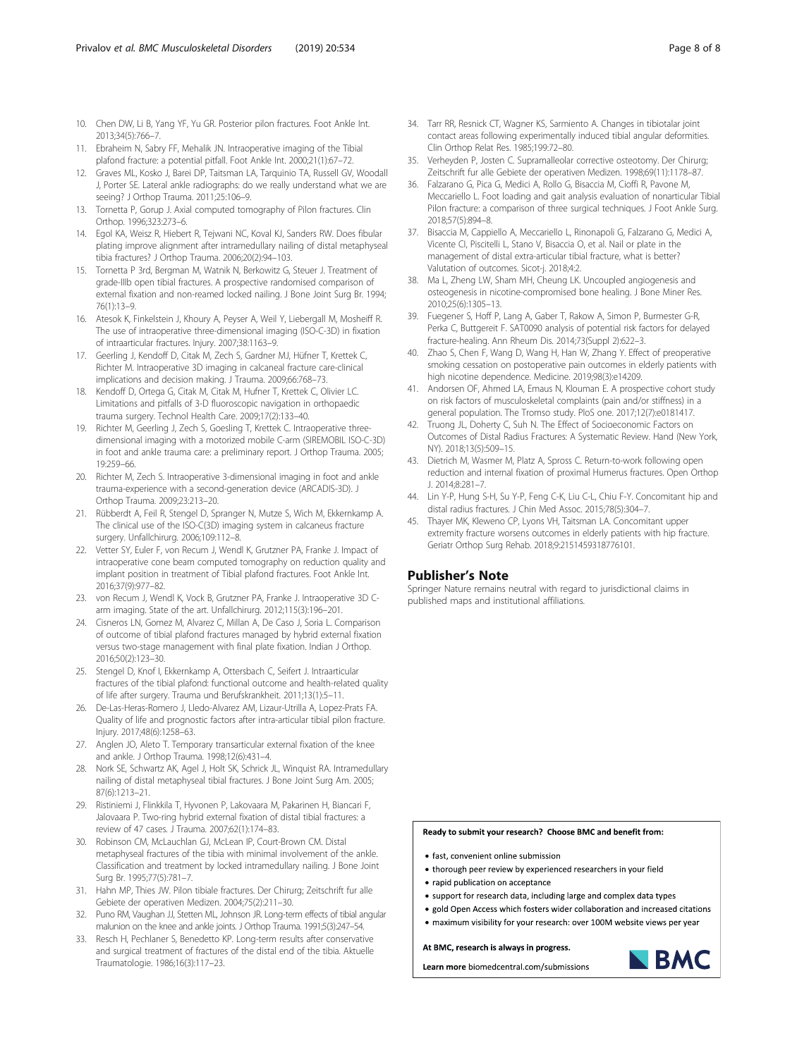10. Chen DW, Li B, Yang YF, Yu GR. Posterior pilon fractures. Foot Ankle Int. 2013;34(5):766–7.
11. Ebraheim N, Sabry FF, Mehalik JN. Intraoperative imaging of the Tibial plafond fracture: a potential pitfall. Foot Ankle Int. 2000;21(1):67–72.
12. Graves ML, Kosko J, Barei DP, Taitsman LA, Tarquinio TA, Russell GV, Woodall J, Porter SE. Lateral ankle radiographs: do we really understand what we are seeing? J Orthop Trauma. 2011;25:106–9.
13. Tornetta P, Gorup J. Axial computed tomography of Pilon fractures. Clin Orthop. 1996;323:273–6.
14. Egol KA, Weisz R, Hiebert R, Tejwani NC, Koval KJ, Sanders RW. Does fibular plating improve alignment after intramedullary nailing of distal metaphyseal tibia fractures? J Orthop Trauma. 2006;20(2):94–103.
15. Tornetta P 3rd, Bergman M, Watnik N, Berkowitz G, Steuer J. Treatment of grade-IIIb open tibial fractures. A prospective randomised comparison of external fixation and non-reamed locked nailing. J Bone Joint Surg Br. 1994; 76(1):13–9.
16. Atesok K, Finkelstein J, Khoury A, Peyser A, Weil Y, Liebergall M, Mosheiff R. The use of intraoperative three-dimensional imaging (ISO-C-3D) in fixation of intraarticular fractures. Injury. 2007;38:1163–9.
17. Geerling J, Kendoff D, Citak M, Zech S, Gardner MJ, Hüfner T, Krettek C, Richter M. Intraoperative 3D imaging in calcaneal fracture care-clinical implications and decision making. J Trauma. 2009;66:768–73.
18. Kendoff D, Ortega G, Citak M, Citak M, Hufner T, Krettek C, Olivier LC. Limitations and pitfalls of 3-D fluoroscopic navigation in orthopaedic trauma surgery. Technol Health Care. 2009;17(2):133–40.
19. Richter M, Geerling J, Zech S, Goesling T, Krettek C. Intraoperative three-dimensional imaging with a motorized mobile C-arm (SIREMOBIL ISO-C-3D) in foot and ankle trauma care: a preliminary report. J Orthop Trauma. 2005; 19:259–66.
20. Richter M, Zech S. Intraoperative 3-dimensional imaging in foot and ankle trauma-experience with a second-generation device (ARCADIS-3D). J Orthop Trauma. 2009;23:213–20.
21. Rübberdt A, Feil R, Stengel D, Spranger N, Mutze S, Wich M, Ekkernkamp A. The clinical use of the ISO-C(3D) imaging system in calcaneus fracture surgery. Unfallchirurg. 2006;109:112–8.
22. Vetter SY, Euler F, von Recum J, Wendl K, Grutzner PA, Franke J. Impact of intraoperative cone beam computed tomography on reduction quality and implant position in treatment of Tibial plafond fractures. Foot Ankle Int. 2016;37(9):977–82.
23. von Recum J, Wendl K, Vock B, Grutzner PA, Franke J. Intraoperative 3D C-arm imaging. State of the art. Unfallchirurg. 2012;115(3):196–201.
24. Cisneros LN, Gomez M, Alvarez C, Millan A, De Caso J, Soria L. Comparison of outcome of tibial plafond fractures managed by hybrid external fixation versus two-stage management with final plate fixation. Indian J Orthop. 2016;50(2):123–30.
25. Stengel D, Knof I, Ekkernkamp A, Ottersbach C, Seifert J. Intraarticular fractures of the tibial plafond: functional outcome and health-related quality of life after surgery. Trauma und Berufskrankheit. 2011;13(1):5–11.
26. De-Las-Heras-Romero J, Lledo-Alvarez AM, Lizaur-Utrilla A, Lopez-Prats FA. Quality of life and prognostic factors after intra-articular tibial pilon fracture. Injury. 2017;48(6):1258–63.
27. Anglen JO, Aleto T. Temporary transarticular external fixation of the knee and ankle. J Orthop Trauma. 1998;12(6):431–4.
28. Nork SE, Schwartz AK, Agel J, Holt SK, Schrick JL, Winquist RA. Intramedullary nailing of distal metaphyseal tibial fractures. J Bone Joint Surg Am. 2005; 87(6):1213–21.
29. Ristiniemi J, Flinkkila T, Hyvonen P, Lakovaara M, Pakarinen H, Biancari F, Jalovaara P. Two-ring hybrid external fixation of distal tibial fractures: a review of 47 cases. J Trauma. 2007;62(1):174–83.
30. Robinson CM, McLauchlan GJ, McLean IP, Court-Brown CM. Distal metaphyseal fractures of the tibia with minimal involvement of the ankle. Classification and treatment by locked intramedullary nailing. J Bone Joint Surg Br. 1995;77(5):781–7.
31. Hahn MP, Thies JW. Pilon tibiale fractures. Der Chirurg; Zeitschrift fur alle Gebiete der operativen Medizen. 2004;75(2):211–30.
32. Puno RM, Vaughan JJ, Stetten ML, Johnson JR. Long-term effects of tibial angular malunion on the knee and ankle joints. J Orthop Trauma. 1991;5(3):247–54.
33. Resch H, Pechlaner S, Benedetto KP. Long-term results after conservative and surgical treatment of fractures of the distal end of the tibia. Aktuelle Traumatologie. 1986;16(3):117–23.
34. Tarr RR, Resnick CT, Wagner KS, Sarmiento A. Changes in tibiotalar joint contact areas following experimentally induced tibial angular deformities. Clin Orthop Relat Res. 1985;199:72–80.
35. Verheyden P, Josten C. Supramalleolar corrective osteotomy. Der Chirurg; Zeitschrift fur alle Gebiete der operativen Medizen. 1998;69(11):1178–87.
36. Falzarano G, Pica G, Medici A, Rollo G, Bisaccia M, Cioffi R, Pavone M, Meccariello L. Foot loading and gait analysis evaluation of nonarticular Tibial Pilon fracture: a comparison of three surgical techniques. J Foot Ankle Surg. 2018;57(5):894–8.
37. Bisaccia M, Cappiello A, Meccariello L, Rinonapoli G, Falzarano G, Medici A, Vicente CI, Piscitelli L, Stano V, Bisaccia O, et al. Nail or plate in the management of distal extra-articular tibial fracture, what is better? Valutation of outcomes. Sicot-j. 2018;4:2.
38. Ma L, Zheng LW, Sham MH, Cheung LK. Uncoupled angiogenesis and osteogenesis in nicotine-compromised bone healing. J Bone Miner Res. 2010;25(6):1305–13.
39. Fuegener S, Hoff P, Lang A, Gaber T, Rakow A, Simon P, Burmester G-R, Perka C, Buttgereit F. SAT0090 analysis of potential risk factors for delayed fracture-healing. Ann Rheum Dis. 2014;73(Suppl 2):622–3.
40. Zhao S, Chen F, Wang D, Wang H, Han W, Zhang Y. Effect of preoperative smoking cessation on postoperative pain outcomes in elderly patients with high nicotine dependence. Medicine. 2019;98(3):e14209.
41. Andorsen OF, Ahmed LA, Emaus N, Klouman E. A prospective cohort study on risk factors of musculoskeletal complaints (pain and/or stiffness) in a general population. The Tromso study. PloS one. 2017;12(7):e0181417.
42. Truong JL, Doherty C, Suh N. The Effect of Socioeconomic Factors on Outcomes of Distal Radius Fractures: A Systematic Review. Hand (New York, NY). 2018;13(5):509–15.
43. Dietrich M, Wasmer M, Platz A, Spross C. Return-to-work following open reduction and internal fixation of proximal Humerus fractures. Open Orthop J. 2014;8:281–7.
44. Lin Y-P, Hung S-H, Su Y-P, Feng C-K, Liu C-L, Chiu F-Y. Concomitant hip and distal radius fractures. J Chin Med Assoc. 2015;78(5):304–7.
45. Thayer MK, Kleweno CP, Lyons VH, Taitsman LA. Concomitant upper extremity fracture worsens outcomes in elderly patients with hip fracture. Geriatr Orthop Surg Rehab. 2018;9:2151459318776101.

## Publisher's Note

Springer Nature remains neutral with regard to jurisdictional claims in published maps and institutional affiliations.

**Ready to submit your research? Choose BMC and benefit from:**

- fast, convenient online submission
- thorough peer review by experienced researchers in your field
- rapid publication on acceptance
- support for research data, including large and complex data types
- gold Open Access which fosters wider collaboration and increased citations
- maximum visibility for your research: over 100M website views per year

**At BMC, research is always in progress.**

**Learn more** biomedcentral.com/submissions

BMC